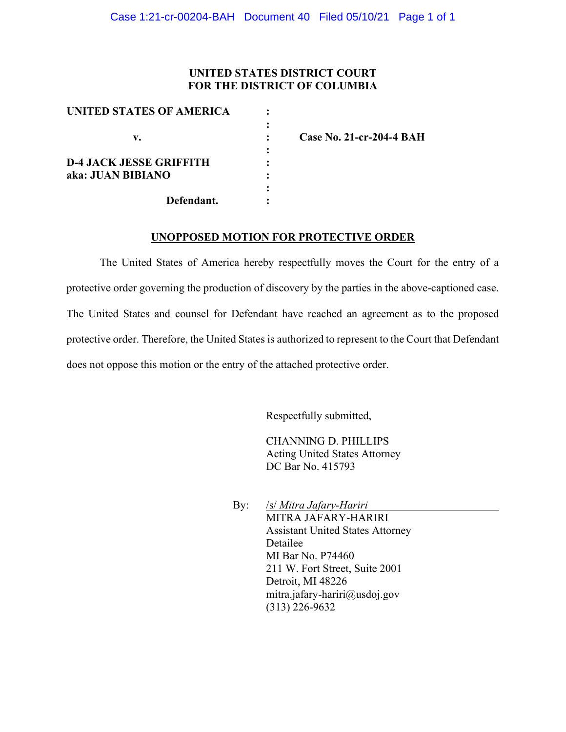**UNITED STATES DISTRICT COURT**
**FOR THE DISTRICT OF COLUMBIA**

| | | |
|---|---|---|
| **UNITED STATES OF AMERICA** | : | |
| | : | |
| **v.** | : | **Case No. 21-cr-204-4 BAH** |
| | : | |
| **D-4 JACK JESSE GRIFFITH** | : | |
| **aka: JUAN BIBIANO** | : | |
| | : | |
| **Defendant.** | : | |

**UNOPPOSED MOTION FOR PROTECTIVE ORDER**

The United States of America hereby respectfully moves the Court for the entry of a protective order governing the production of discovery by the parties in the above-captioned case. The United States and counsel for Defendant have reached an agreement as to the proposed protective order. Therefore, the United States is authorized to represent to the Court that Defendant does not oppose this motion or the entry of the attached protective order.

Respectfully submitted,

CHANNING D. PHILLIPS
Acting United States Attorney
DC Bar No. 415793

By: /s/ *Mitra Jafary-Hariri*
MITRA JAFARY-HARIRI
Assistant United States Attorney
Detailee
MI Bar No. P74460
211 W. Fort Street, Suite 2001
Detroit, MI 48226
mitra.jafary-hariri@usdoj.gov
(313) 226-9632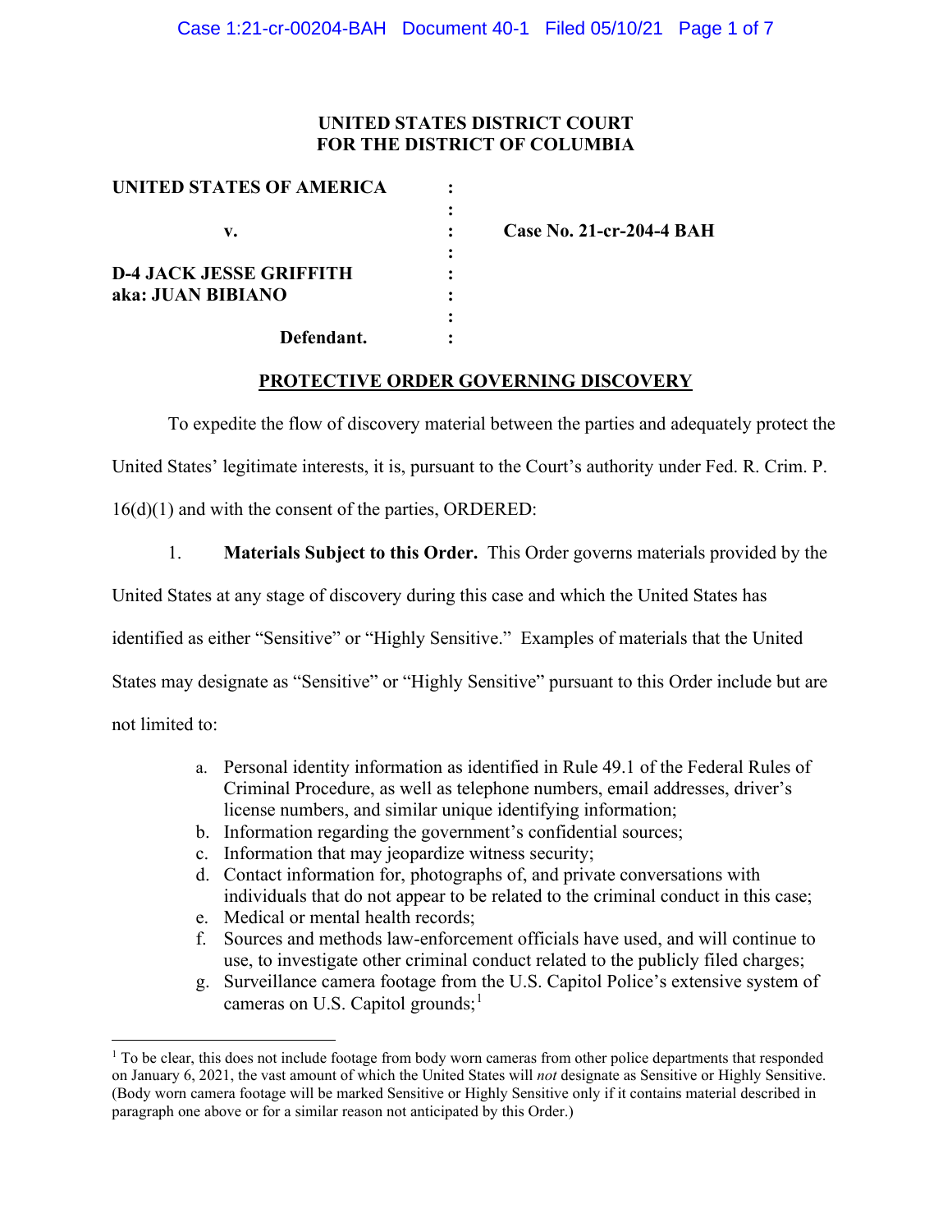**UNITED STATES DISTRICT COURT**
**FOR THE DISTRICT OF COLUMBIA**

| | | |
|---|---|---|
| **UNITED STATES OF AMERICA** | : | |
| | : | |
| **v.** | : | **Case No. 21-cr-204-4 BAH** |
| | : | |
| **D-4 JACK JESSE GRIFFITH** | : | |
| **aka: JUAN BIBIANO** | : | |
| | : | |
| **Defendant.** | : | |

## PROTECTIVE ORDER GOVERNING DISCOVERY

To expedite the flow of discovery material between the parties and adequately protect the United States' legitimate interests, it is, pursuant to the Court's authority under Fed. R. Crim. P. 16(d)(1) and with the consent of the parties, ORDERED:

1. **Materials Subject to this Order.** This Order governs materials provided by the United States at any stage of discovery during this case and which the United States has identified as either "Sensitive" or "Highly Sensitive." Examples of materials that the United States may designate as "Sensitive" or "Highly Sensitive" pursuant to this Order include but are not limited to:

   a. Personal identity information as identified in Rule 49.1 of the Federal Rules of Criminal Procedure, as well as telephone numbers, email addresses, driver's license numbers, and similar unique identifying information;
   b. Information regarding the government's confidential sources;
   c. Information that may jeopardize witness security;
   d. Contact information for, photographs of, and private conversations with individuals that do not appear to be related to the criminal conduct in this case;
   e. Medical or mental health records;
   f. Sources and methods law-enforcement officials have used, and will continue to use, to investigate other criminal conduct related to the publicly filed charges;
   g. Surveillance camera footage from the U.S. Capitol Police's extensive system of cameras on U.S. Capitol grounds;[1]

[1] To be clear, this does not include footage from body worn cameras from other police departments that responded on January 6, 2021, the vast amount of which the United States will *not* designate as Sensitive or Highly Sensitive. (Body worn camera footage will be marked Sensitive or Highly Sensitive only if it contains material described in paragraph one above or for a similar reason not anticipated by this Order.)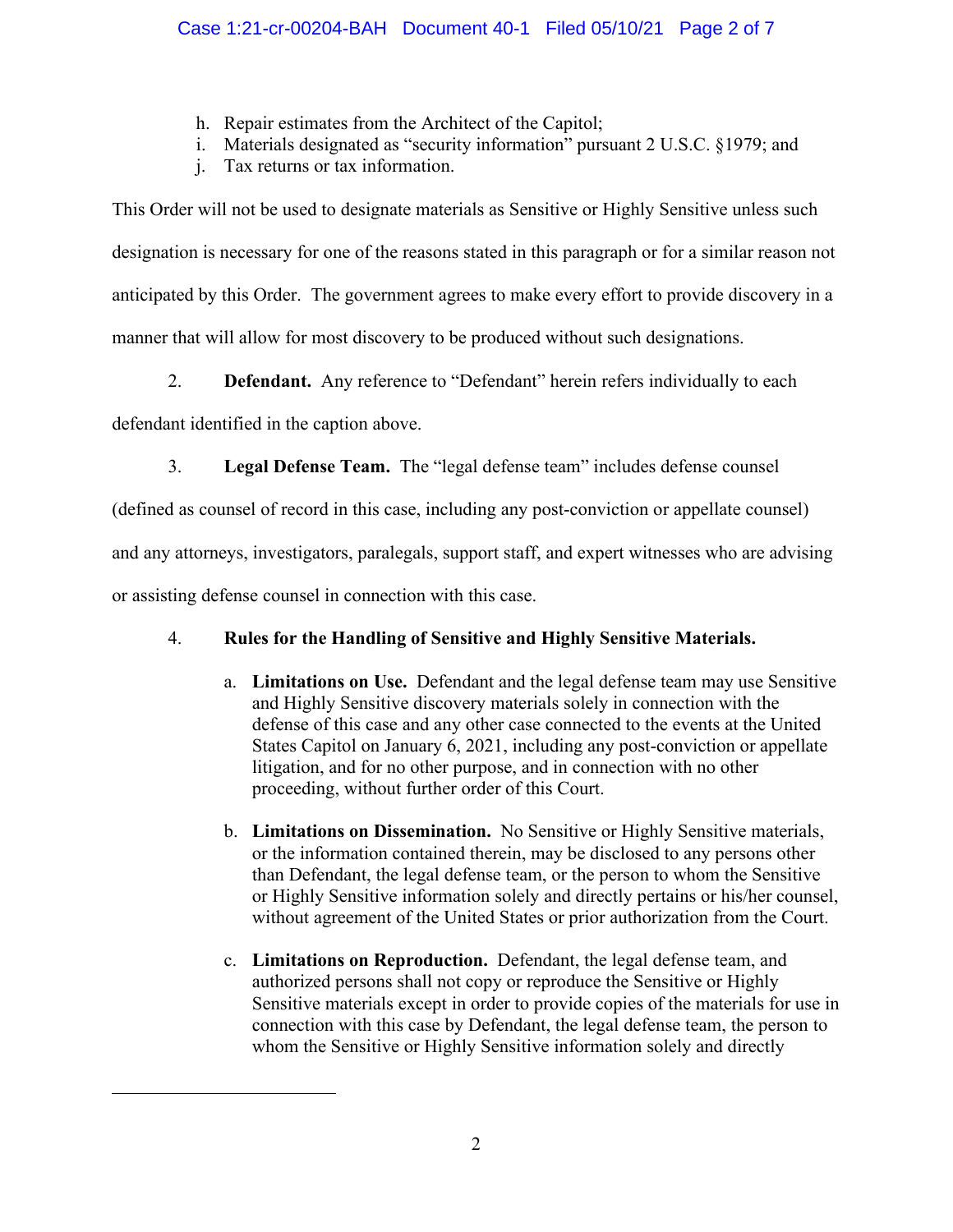h. Repair estimates from the Architect of the Capitol;
i. Materials designated as "security information" pursuant 2 U.S.C. §1979; and
j. Tax returns or tax information.

This Order will not be used to designate materials as Sensitive or Highly Sensitive unless such designation is necessary for one of the reasons stated in this paragraph or for a similar reason not anticipated by this Order. The government agrees to make every effort to provide discovery in a manner that will allow for most discovery to be produced without such designations.

2. **Defendant.** Any reference to "Defendant" herein refers individually to each defendant identified in the caption above.

3. **Legal Defense Team.** The "legal defense team" includes defense counsel (defined as counsel of record in this case, including any post-conviction or appellate counsel) and any attorneys, investigators, paralegals, support staff, and expert witnesses who are advising or assisting defense counsel in connection with this case.

4. **Rules for the Handling of Sensitive and Highly Sensitive Materials.**

   a. **Limitations on Use.** Defendant and the legal defense team may use Sensitive and Highly Sensitive discovery materials solely in connection with the defense of this case and any other case connected to the events at the United States Capitol on January 6, 2021, including any post-conviction or appellate litigation, and for no other purpose, and in connection with no other proceeding, without further order of this Court.

   b. **Limitations on Dissemination.** No Sensitive or Highly Sensitive materials, or the information contained therein, may be disclosed to any persons other than Defendant, the legal defense team, or the person to whom the Sensitive or Highly Sensitive information solely and directly pertains or his/her counsel, without agreement of the United States or prior authorization from the Court.

   c. **Limitations on Reproduction.** Defendant, the legal defense team, and authorized persons shall not copy or reproduce the Sensitive or Highly Sensitive materials except in order to provide copies of the materials for use in connection with this case by Defendant, the legal defense team, the person to whom the Sensitive or Highly Sensitive information solely and directly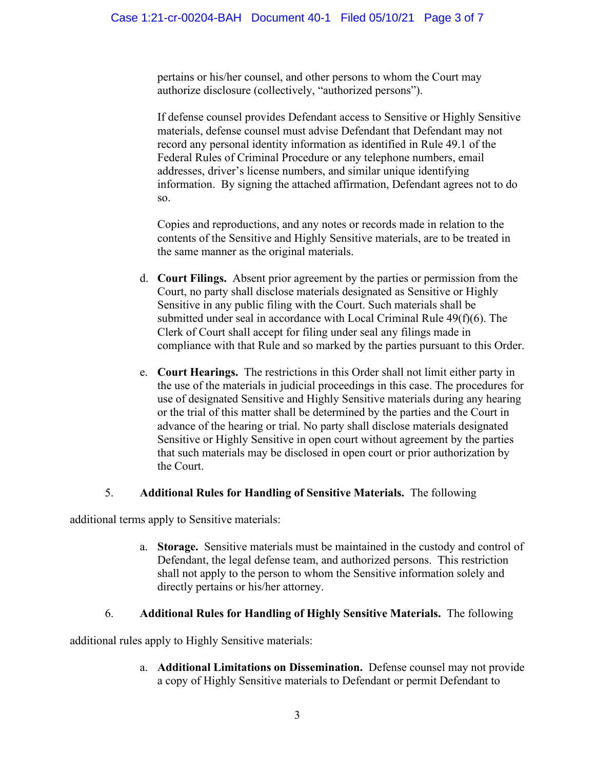pertains or his/her counsel, and other persons to whom the Court may authorize disclosure (collectively, "authorized persons").

If defense counsel provides Defendant access to Sensitive or Highly Sensitive materials, defense counsel must advise Defendant that Defendant may not record any personal identity information as identified in Rule 49.1 of the Federal Rules of Criminal Procedure or any telephone numbers, email addresses, driver's license numbers, and similar unique identifying information. By signing the attached affirmation, Defendant agrees not to do so.

Copies and reproductions, and any notes or records made in relation to the contents of the Sensitive and Highly Sensitive materials, are to be treated in the same manner as the original materials.

d. **Court Filings.** Absent prior agreement by the parties or permission from the Court, no party shall disclose materials designated as Sensitive or Highly Sensitive in any public filing with the Court. Such materials shall be submitted under seal in accordance with Local Criminal Rule 49(f)(6). The Clerk of Court shall accept for filing under seal any filings made in compliance with that Rule and so marked by the parties pursuant to this Order.

e. **Court Hearings.** The restrictions in this Order shall not limit either party in the use of the materials in judicial proceedings in this case. The procedures for use of designated Sensitive and Highly Sensitive materials during any hearing or the trial of this matter shall be determined by the parties and the Court in advance of the hearing or trial. No party shall disclose materials designated Sensitive or Highly Sensitive in open court without agreement by the parties that such materials may be disclosed in open court or prior authorization by the Court.

5. **Additional Rules for Handling of Sensitive Materials.** The following additional terms apply to Sensitive materials:

a. **Storage.** Sensitive materials must be maintained in the custody and control of Defendant, the legal defense team, and authorized persons. This restriction shall not apply to the person to whom the Sensitive information solely and directly pertains or his/her attorney.

6. **Additional Rules for Handling of Highly Sensitive Materials.** The following additional rules apply to Highly Sensitive materials:

a. **Additional Limitations on Dissemination.** Defense counsel may not provide a copy of Highly Sensitive materials to Defendant or permit Defendant to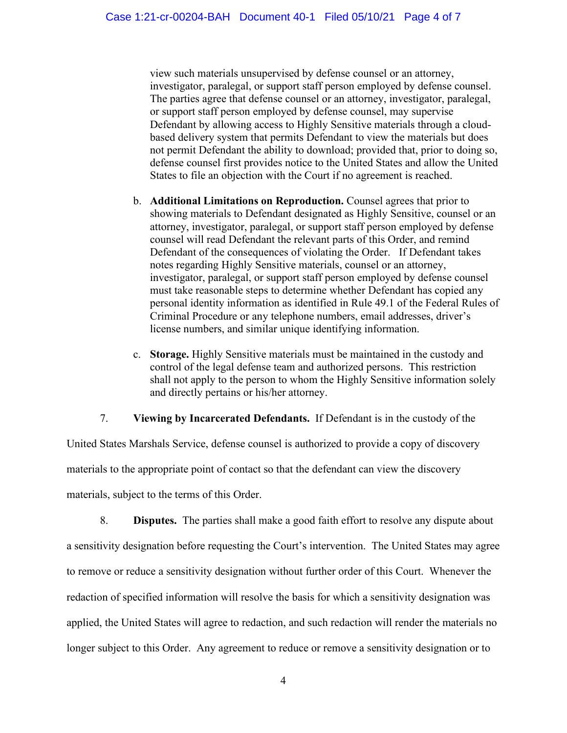view such materials unsupervised by defense counsel or an attorney, investigator, paralegal, or support staff person employed by defense counsel. The parties agree that defense counsel or an attorney, investigator, paralegal, or support staff person employed by defense counsel, may supervise Defendant by allowing access to Highly Sensitive materials through a cloud-based delivery system that permits Defendant to view the materials but does not permit Defendant the ability to download; provided that, prior to doing so, defense counsel first provides notice to the United States and allow the United States to file an objection with the Court if no agreement is reached.

b. **Additional Limitations on Reproduction.** Counsel agrees that prior to showing materials to Defendant designated as Highly Sensitive, counsel or an attorney, investigator, paralegal, or support staff person employed by defense counsel will read Defendant the relevant parts of this Order, and remind Defendant of the consequences of violating the Order. If Defendant takes notes regarding Highly Sensitive materials, counsel or an attorney, investigator, paralegal, or support staff person employed by defense counsel must take reasonable steps to determine whether Defendant has copied any personal identity information as identified in Rule 49.1 of the Federal Rules of Criminal Procedure or any telephone numbers, email addresses, driver's license numbers, and similar unique identifying information.

c. **Storage.** Highly Sensitive materials must be maintained in the custody and control of the legal defense team and authorized persons. This restriction shall not apply to the person to whom the Highly Sensitive information solely and directly pertains or his/her attorney.

7. **Viewing by Incarcerated Defendants.** If Defendant is in the custody of the United States Marshals Service, defense counsel is authorized to provide a copy of discovery materials to the appropriate point of contact so that the defendant can view the discovery materials, subject to the terms of this Order.

8. **Disputes.** The parties shall make a good faith effort to resolve any dispute about a sensitivity designation before requesting the Court's intervention. The United States may agree to remove or reduce a sensitivity designation without further order of this Court. Whenever the redaction of specified information will resolve the basis for which a sensitivity designation was applied, the United States will agree to redaction, and such redaction will render the materials no longer subject to this Order. Any agreement to reduce or remove a sensitivity designation or to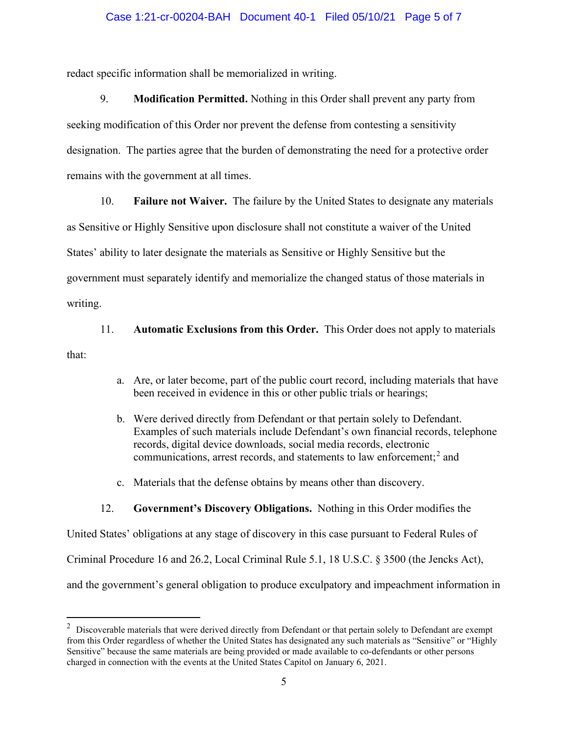redact specific information shall be memorialized in writing.

9. **Modification Permitted.** Nothing in this Order shall prevent any party from seeking modification of this Order nor prevent the defense from contesting a sensitivity designation. The parties agree that the burden of demonstrating the need for a protective order remains with the government at all times.

10. **Failure not Waiver.** The failure by the United States to designate any materials as Sensitive or Highly Sensitive upon disclosure shall not constitute a waiver of the United States' ability to later designate the materials as Sensitive or Highly Sensitive but the government must separately identify and memorialize the changed status of those materials in writing.

11. **Automatic Exclusions from this Order.** This Order does not apply to materials that:

a. Are, or later become, part of the public court record, including materials that have been received in evidence in this or other public trials or hearings;

b. Were derived directly from Defendant or that pertain solely to Defendant. Examples of such materials include Defendant's own financial records, telephone records, digital device downloads, social media records, electronic communications, arrest records, and statements to law enforcement;[2] and

c. Materials that the defense obtains by means other than discovery.

12. **Government's Discovery Obligations.** Nothing in this Order modifies the United States' obligations at any stage of discovery in this case pursuant to Federal Rules of Criminal Procedure 16 and 26.2, Local Criminal Rule 5.1, 18 U.S.C. § 3500 (the Jencks Act), and the government's general obligation to produce exculpatory and impeachment information in

[2] Discoverable materials that were derived directly from Defendant or that pertain solely to Defendant are exempt from this Order regardless of whether the United States has designated any such materials as "Sensitive" or "Highly Sensitive" because the same materials are being provided or made available to co-defendants or other persons charged in connection with the events at the United States Capitol on January 6, 2021.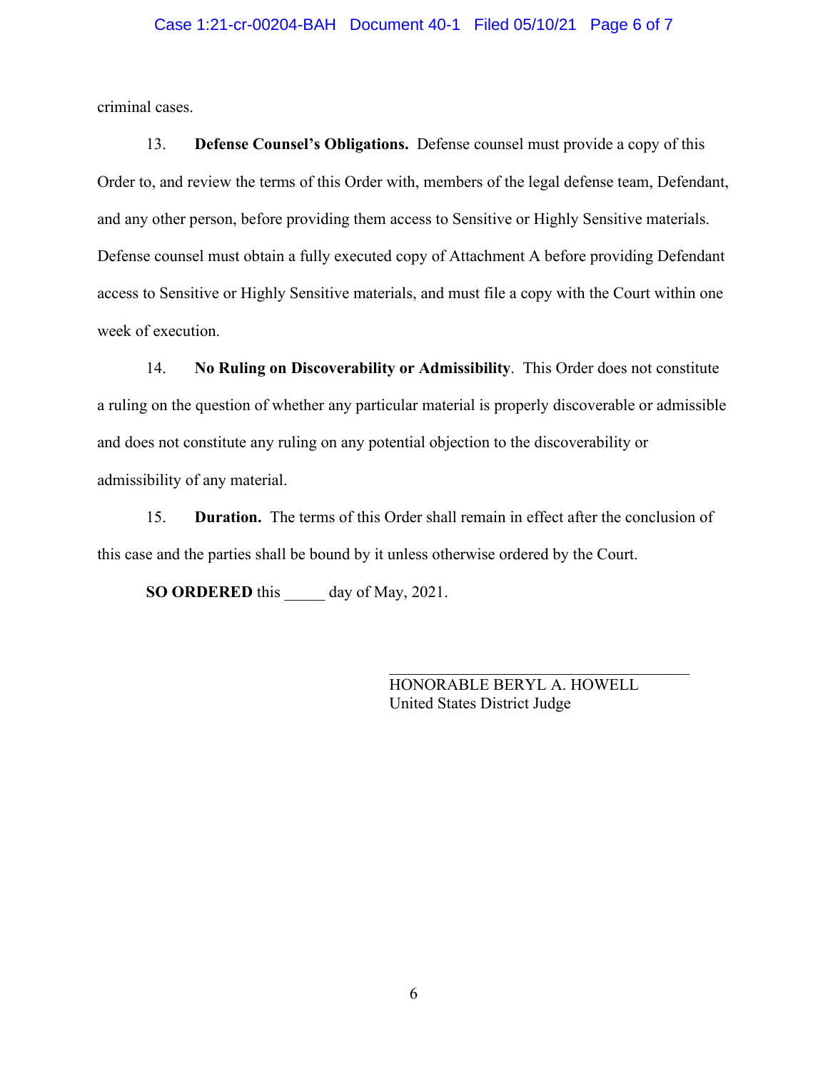criminal cases.

13. **Defense Counsel's Obligations.** Defense counsel must provide a copy of this Order to, and review the terms of this Order with, members of the legal defense team, Defendant, and any other person, before providing them access to Sensitive or Highly Sensitive materials. Defense counsel must obtain a fully executed copy of Attachment A before providing Defendant access to Sensitive or Highly Sensitive materials, and must file a copy with the Court within one week of execution.

14. **No Ruling on Discoverability or Admissibility**. This Order does not constitute a ruling on the question of whether any particular material is properly discoverable or admissible and does not constitute any ruling on any potential objection to the discoverability or admissibility of any material.

15. **Duration.** The terms of this Order shall remain in effect after the conclusion of this case and the parties shall be bound by it unless otherwise ordered by the Court.

**SO ORDERED** this _____ day of May, 2021.

\_\_\_\_\_\_\_\_\_\_\_\_\_\_\_\_\_\_\_\_\_\_\_\_\_\_\_\_\_\_\_\_\_\_\_\_
HONORABLE BERYL A. HOWELL
United States District Judge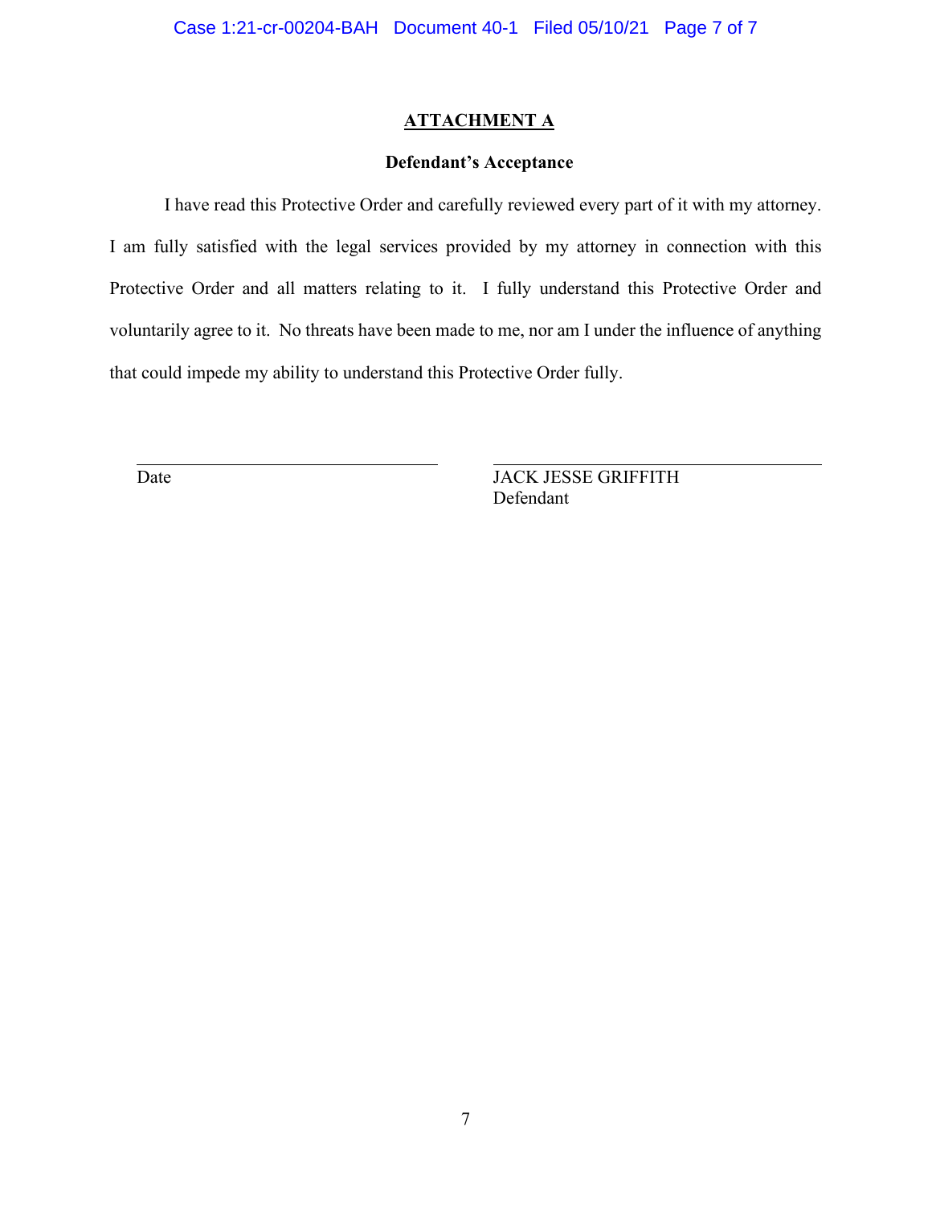## ATTACHMENT A

**Defendant's Acceptance**

I have read this Protective Order and carefully reviewed every part of it with my attorney. I am fully satisfied with the legal services provided by my attorney in connection with this Protective Order and all matters relating to it. I fully understand this Protective Order and voluntarily agree to it. No threats have been made to me, nor am I under the influence of anything that could impede my ability to understand this Protective Order fully.

| | |
|---|---|
| \_\_\_\_\_\_\_\_\_\_\_\_\_\_\_\_\_\_\_\_\_\_\_\_\_\_\_\_ | \_\_\_\_\_\_\_\_\_\_\_\_\_\_\_\_\_\_\_\_\_\_\_\_\_\_\_\_ |
| Date | JACK JESSE GRIFFITH<br>Defendant |